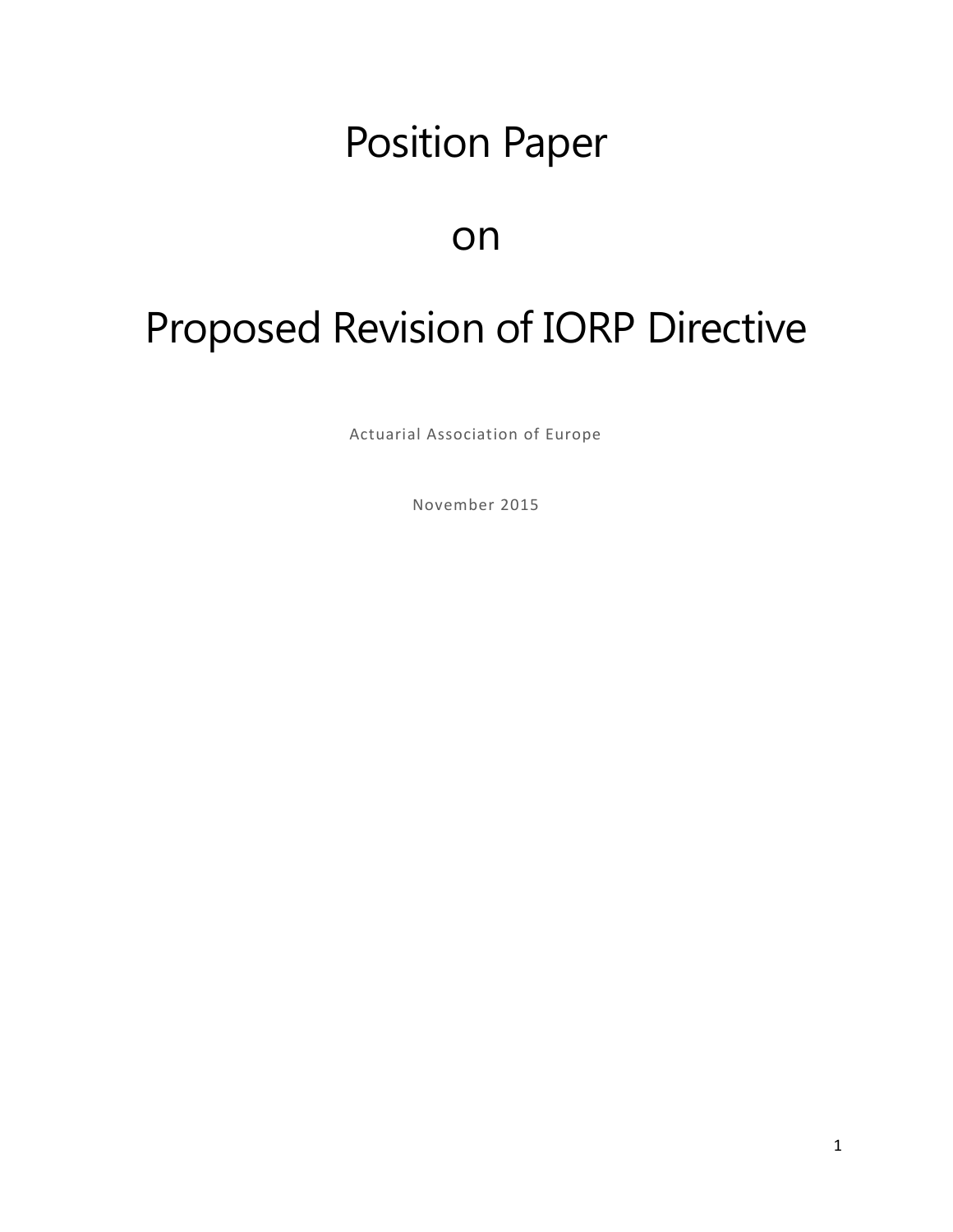# Position Paper

# on

# Proposed Revision of IORP Directive

Actuarial Association of Europe

November 2015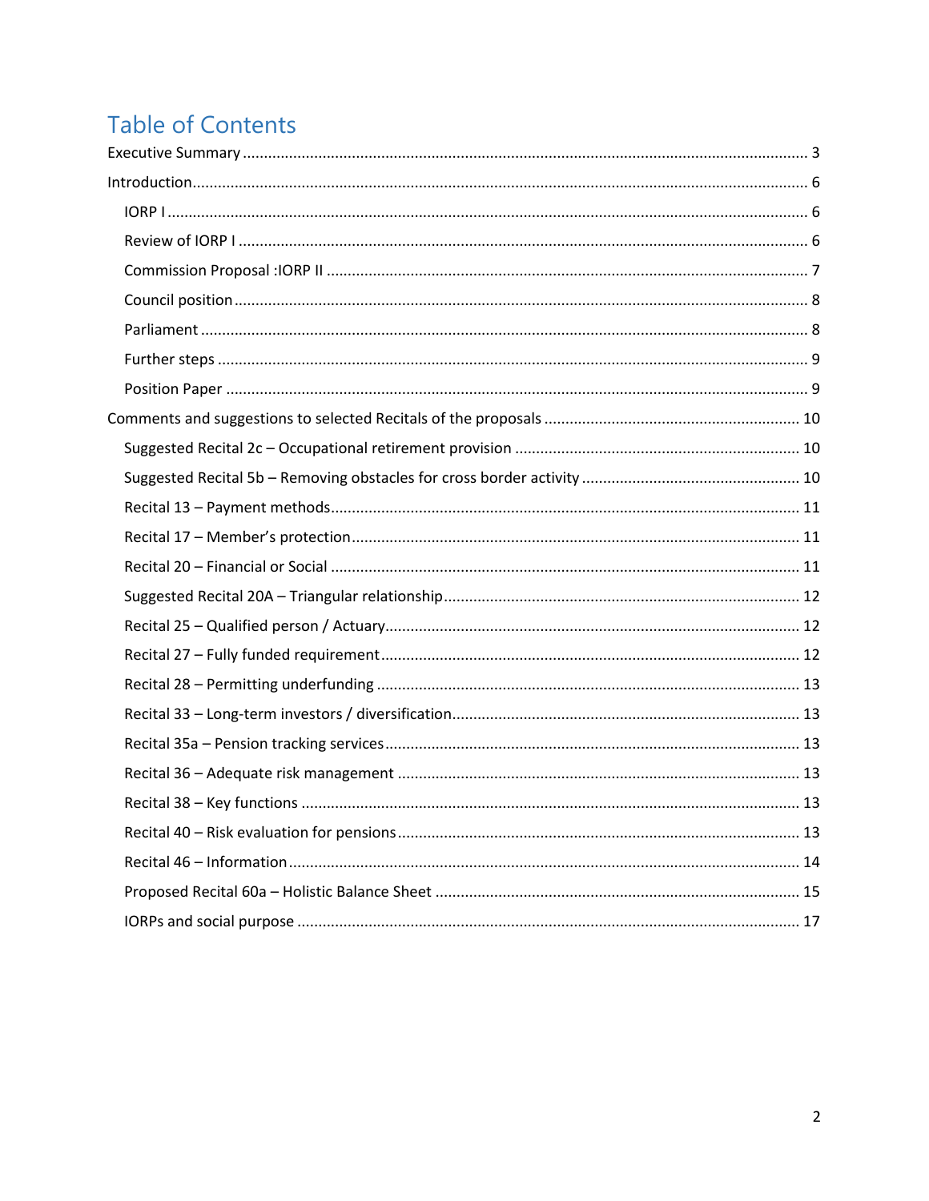# Table of Contents

Executive Summary ..... 3

Introduction ..... 6

- IORP I ..... 6
- Review of IORP I ..... 6
- Commission Proposal :IORP II ..... 7
- Council position ..... 8
- Parliament ..... 8
- Further steps ..... 9
- Position Paper ..... 9

Comments and suggestions to selected Recitals of the proposals ..... 10

- Suggested Recital 2c – Occupational retirement provision ..... 10
- Suggested Recital 5b – Removing obstacles for cross border activity ..... 10
- Recital 13 – Payment methods ..... 11
- Recital 17 – Member's protection ..... 11
- Recital 20 – Financial or Social ..... 11
- Suggested Recital 20A – Triangular relationship ..... 12
- Recital 25 – Qualified person / Actuary ..... 12
- Recital 27 – Fully funded requirement ..... 12
- Recital 28 – Permitting underfunding ..... 13
- Recital 33 – Long-term investors / diversification ..... 13
- Recital 35a – Pension tracking services ..... 13
- Recital 36 – Adequate risk management ..... 13
- Recital 38 – Key functions ..... 13
- Recital 40 – Risk evaluation for pensions ..... 13
- Recital 46 – Information ..... 14
- Proposed Recital 60a – Holistic Balance Sheet ..... 15
- IORPs and social purpose ..... 17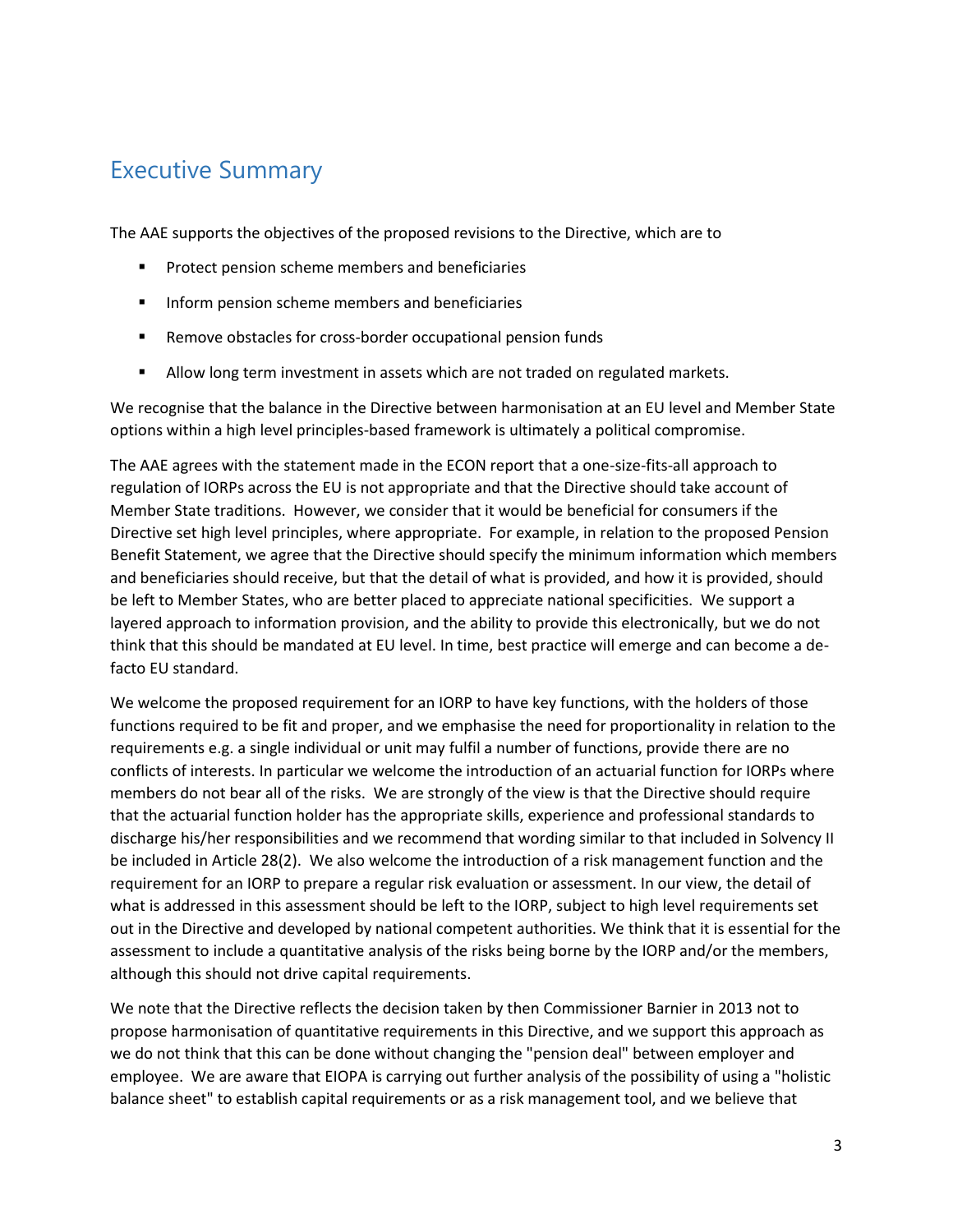## Executive Summary

The AAE supports the objectives of the proposed revisions to the Directive, which are to

- Protect pension scheme members and beneficiaries
- Inform pension scheme members and beneficiaries
- Remove obstacles for cross-border occupational pension funds
- Allow long term investment in assets which are not traded on regulated markets.

We recognise that the balance in the Directive between harmonisation at an EU level and Member State options within a high level principles-based framework is ultimately a political compromise.

The AAE agrees with the statement made in the ECON report that a one-size-fits-all approach to regulation of IORPs across the EU is not appropriate and that the Directive should take account of Member State traditions. However, we consider that it would be beneficial for consumers if the Directive set high level principles, where appropriate. For example, in relation to the proposed Pension Benefit Statement, we agree that the Directive should specify the minimum information which members and beneficiaries should receive, but that the detail of what is provided, and how it is provided, should be left to Member States, who are better placed to appreciate national specificities. We support a layered approach to information provision, and the ability to provide this electronically, but we do not think that this should be mandated at EU level. In time, best practice will emerge and can become a de-facto EU standard.

We welcome the proposed requirement for an IORP to have key functions, with the holders of those functions required to be fit and proper, and we emphasise the need for proportionality in relation to the requirements e.g. a single individual or unit may fulfil a number of functions, provide there are no conflicts of interests. In particular we welcome the introduction of an actuarial function for IORPs where members do not bear all of the risks. We are strongly of the view is that the Directive should require that the actuarial function holder has the appropriate skills, experience and professional standards to discharge his/her responsibilities and we recommend that wording similar to that included in Solvency II be included in Article 28(2). We also welcome the introduction of a risk management function and the requirement for an IORP to prepare a regular risk evaluation or assessment. In our view, the detail of what is addressed in this assessment should be left to the IORP, subject to high level requirements set out in the Directive and developed by national competent authorities. We think that it is essential for the assessment to include a quantitative analysis of the risks being borne by the IORP and/or the members, although this should not drive capital requirements.

We note that the Directive reflects the decision taken by then Commissioner Barnier in 2013 not to propose harmonisation of quantitative requirements in this Directive, and we support this approach as we do not think that this can be done without changing the "pension deal" between employer and employee. We are aware that EIOPA is carrying out further analysis of the possibility of using a "holistic balance sheet" to establish capital requirements or as a risk management tool, and we believe that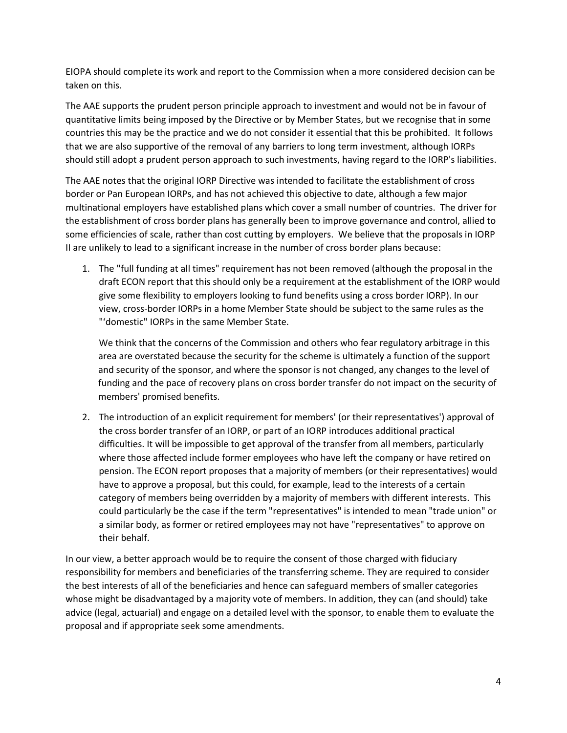EIOPA should complete its work and report to the Commission when a more considered decision can be taken on this.

The AAE supports the prudent person principle approach to investment and would not be in favour of quantitative limits being imposed by the Directive or by Member States, but we recognise that in some countries this may be the practice and we do not consider it essential that this be prohibited. It follows that we are also supportive of the removal of any barriers to long term investment, although IORPs should still adopt a prudent person approach to such investments, having regard to the IORP's liabilities.

The AAE notes that the original IORP Directive was intended to facilitate the establishment of cross border or Pan European IORPs, and has not achieved this objective to date, although a few major multinational employers have established plans which cover a small number of countries. The driver for the establishment of cross border plans has generally been to improve governance and control, allied to some efficiencies of scale, rather than cost cutting by employers. We believe that the proposals in IORP II are unlikely to lead to a significant increase in the number of cross border plans because:

1. The "full funding at all times" requirement has not been removed (although the proposal in the draft ECON report that this should only be a requirement at the establishment of the IORP would give some flexibility to employers looking to fund benefits using a cross border IORP). In our view, cross-border IORPs in a home Member State should be subject to the same rules as the "'domestic" IORPs in the same Member State.

   We think that the concerns of the Commission and others who fear regulatory arbitrage in this area are overstated because the security for the scheme is ultimately a function of the support and security of the sponsor, and where the sponsor is not changed, any changes to the level of funding and the pace of recovery plans on cross border transfer do not impact on the security of members' promised benefits.

2. The introduction of an explicit requirement for members' (or their representatives') approval of the cross border transfer of an IORP, or part of an IORP introduces additional practical difficulties. It will be impossible to get approval of the transfer from all members, particularly where those affected include former employees who have left the company or have retired on pension. The ECON report proposes that a majority of members (or their representatives) would have to approve a proposal, but this could, for example, lead to the interests of a certain category of members being overridden by a majority of members with different interests. This could particularly be the case if the term "representatives" is intended to mean "trade union" or a similar body, as former or retired employees may not have "representatives" to approve on their behalf.

In our view, a better approach would be to require the consent of those charged with fiduciary responsibility for members and beneficiaries of the transferring scheme. They are required to consider the best interests of all of the beneficiaries and hence can safeguard members of smaller categories whose might be disadvantaged by a majority vote of members. In addition, they can (and should) take advice (legal, actuarial) and engage on a detailed level with the sponsor, to enable them to evaluate the proposal and if appropriate seek some amendments.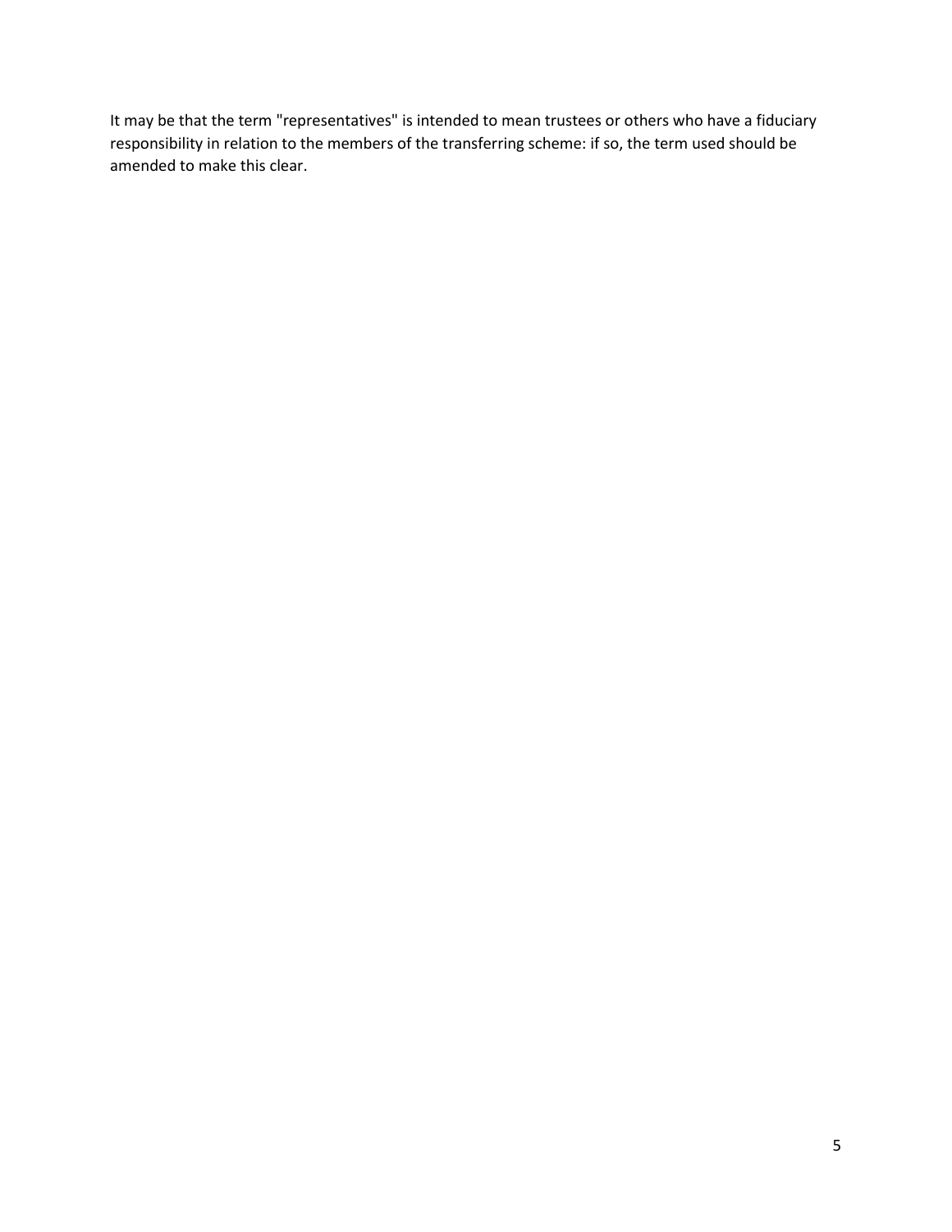It may be that the term "representatives" is intended to mean trustees or others who have a fiduciary responsibility in relation to the members of the transferring scheme: if so, the term used should be amended to make this clear.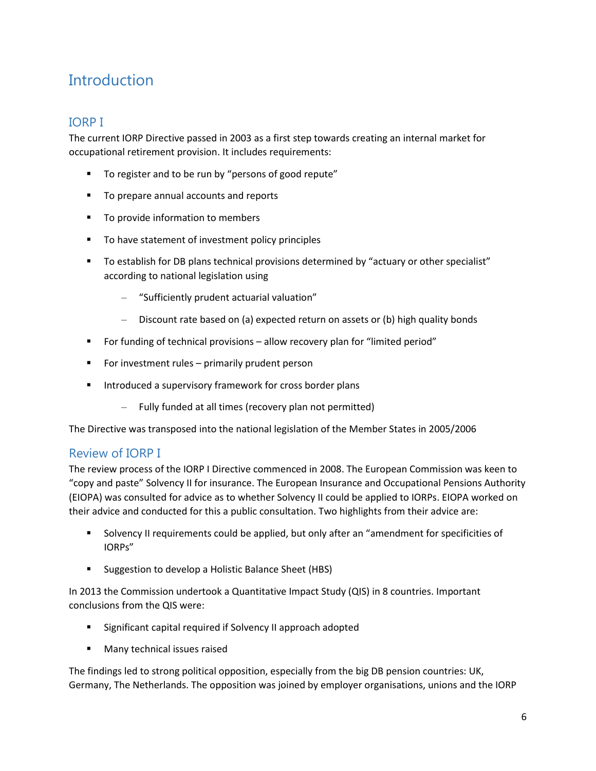# Introduction

## IORP I

The current IORP Directive passed in 2003 as a first step towards creating an internal market for occupational retirement provision. It includes requirements:

- To register and to be run by "persons of good repute"
- To prepare annual accounts and reports
- To provide information to members
- To have statement of investment policy principles
- To establish for DB plans technical provisions determined by "actuary or other specialist" according to national legislation using
  - "Sufficiently prudent actuarial valuation"
  - Discount rate based on (a) expected return on assets or (b) high quality bonds
- For funding of technical provisions – allow recovery plan for "limited period"
- For investment rules – primarily prudent person
- Introduced a supervisory framework for cross border plans
  - Fully funded at all times (recovery plan not permitted)

The Directive was transposed into the national legislation of the Member States in 2005/2006

## Review of IORP I

The review process of the IORP I Directive commenced in 2008. The European Commission was keen to "copy and paste" Solvency II for insurance. The European Insurance and Occupational Pensions Authority (EIOPA) was consulted for advice as to whether Solvency II could be applied to IORPs. EIOPA worked on their advice and conducted for this a public consultation. Two highlights from their advice are:

- Solvency II requirements could be applied, but only after an "amendment for specificities of IORPs"
- Suggestion to develop a Holistic Balance Sheet (HBS)

In 2013 the Commission undertook a Quantitative Impact Study (QIS) in 8 countries. Important conclusions from the QIS were:

- Significant capital required if Solvency II approach adopted
- Many technical issues raised

The findings led to strong political opposition, especially from the big DB pension countries: UK, Germany, The Netherlands. The opposition was joined by employer organisations, unions and the IORP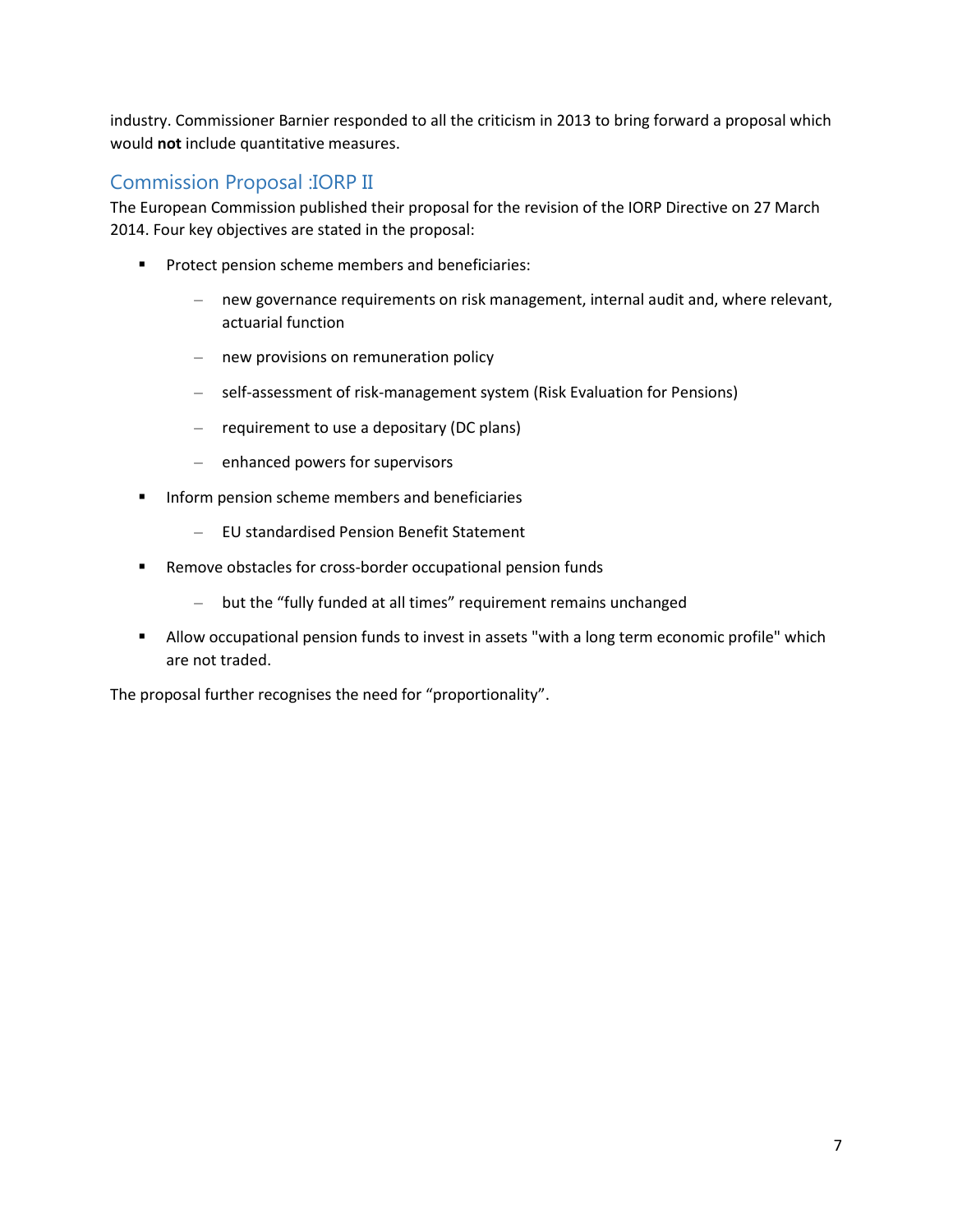industry. Commissioner Barnier responded to all the criticism in 2013 to bring forward a proposal which would **not** include quantitative measures.

## Commission Proposal :IORP II

The European Commission published their proposal for the revision of the IORP Directive on 27 March 2014. Four key objectives are stated in the proposal:

- Protect pension scheme members and beneficiaries:
  - new governance requirements on risk management, internal audit and, where relevant, actuarial function
  - new provisions on remuneration policy
  - self-assessment of risk-management system (Risk Evaluation for Pensions)
  - requirement to use a depositary (DC plans)
  - enhanced powers for supervisors
- Inform pension scheme members and beneficiaries
  - EU standardised Pension Benefit Statement
- Remove obstacles for cross-border occupational pension funds
  - but the "fully funded at all times" requirement remains unchanged
- Allow occupational pension funds to invest in assets "with a long term economic profile" which are not traded.

The proposal further recognises the need for "proportionality".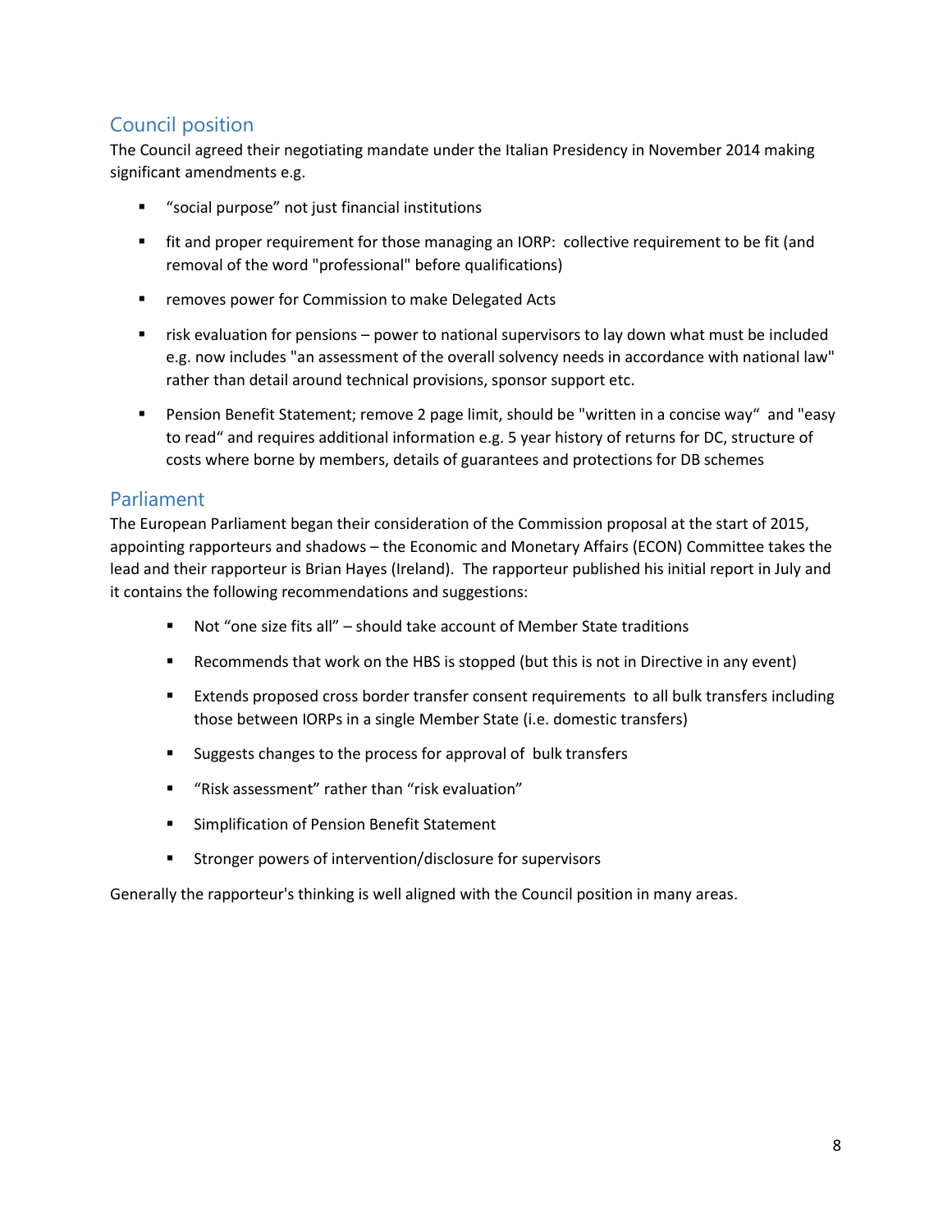## Council position

The Council agreed their negotiating mandate under the Italian Presidency in November 2014 making significant amendments e.g.

- "social purpose" not just financial institutions
- fit and proper requirement for those managing an IORP: collective requirement to be fit (and removal of the word "professional" before qualifications)
- removes power for Commission to make Delegated Acts
- risk evaluation for pensions – power to national supervisors to lay down what must be included e.g. now includes "an assessment of the overall solvency needs in accordance with national law" rather than detail around technical provisions, sponsor support etc.
- Pension Benefit Statement; remove 2 page limit, should be "written in a concise way" and "easy to read" and requires additional information e.g. 5 year history of returns for DC, structure of costs where borne by members, details of guarantees and protections for DB schemes

## Parliament

The European Parliament began their consideration of the Commission proposal at the start of 2015, appointing rapporteurs and shadows – the Economic and Monetary Affairs (ECON) Committee takes the lead and their rapporteur is Brian Hayes (Ireland). The rapporteur published his initial report in July and it contains the following recommendations and suggestions:

- Not "one size fits all" – should take account of Member State traditions
- Recommends that work on the HBS is stopped (but this is not in Directive in any event)
- Extends proposed cross border transfer consent requirements to all bulk transfers including those between IORPs in a single Member State (i.e. domestic transfers)
- Suggests changes to the process for approval of bulk transfers
- "Risk assessment" rather than "risk evaluation"
- Simplification of Pension Benefit Statement
- Stronger powers of intervention/disclosure for supervisors

Generally the rapporteur's thinking is well aligned with the Council position in many areas.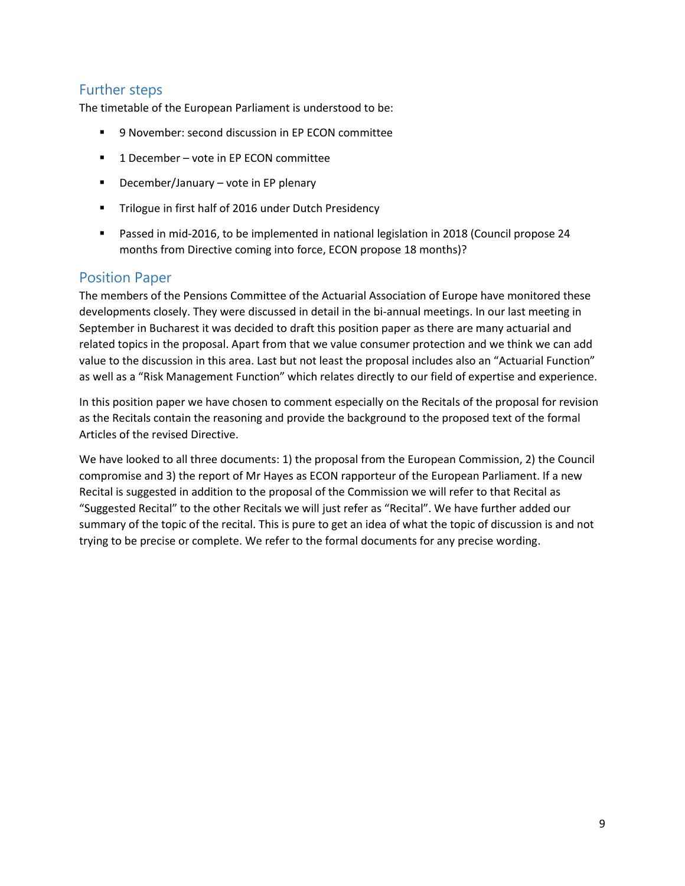## Further steps

The timetable of the European Parliament is understood to be:

- 9 November: second discussion in EP ECON committee
- 1 December – vote in EP ECON committee
- December/January – vote in EP plenary
- Trilogue in first half of 2016 under Dutch Presidency
- Passed in mid-2016, to be implemented in national legislation in 2018 (Council propose 24 months from Directive coming into force, ECON propose 18 months)?

## Position Paper

The members of the Pensions Committee of the Actuarial Association of Europe have monitored these developments closely. They were discussed in detail in the bi-annual meetings. In our last meeting in September in Bucharest it was decided to draft this position paper as there are many actuarial and related topics in the proposal. Apart from that we value consumer protection and we think we can add value to the discussion in this area. Last but not least the proposal includes also an "Actuarial Function" as well as a "Risk Management Function" which relates directly to our field of expertise and experience.

In this position paper we have chosen to comment especially on the Recitals of the proposal for revision as the Recitals contain the reasoning and provide the background to the proposed text of the formal Articles of the revised Directive.

We have looked to all three documents: 1) the proposal from the European Commission, 2) the Council compromise and 3) the report of Mr Hayes as ECON rapporteur of the European Parliament. If a new Recital is suggested in addition to the proposal of the Commission we will refer to that Recital as "Suggested Recital" to the other Recitals we will just refer as "Recital". We have further added our summary of the topic of the recital. This is pure to get an idea of what the topic of discussion is and not trying to be precise or complete. We refer to the formal documents for any precise wording.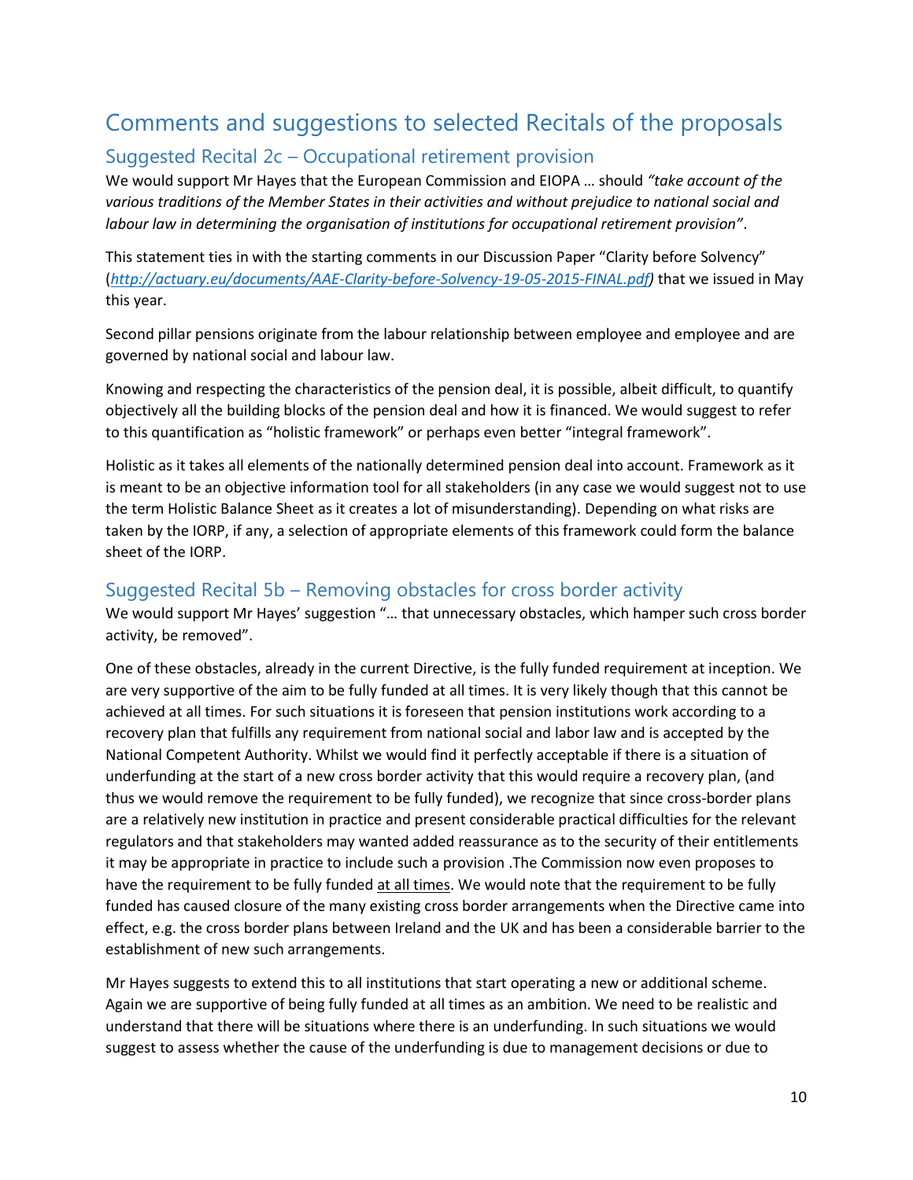# Comments and suggestions to selected Recitals of the proposals

## Suggested Recital 2c – Occupational retirement provision

We would support Mr Hayes that the European Commission and EIOPA … should *"take account of the various traditions of the Member States in their activities and without prejudice to national social and labour law in determining the organisation of institutions for occupational retirement provision"*.

This statement ties in with the starting comments in our Discussion Paper "Clarity before Solvency" (*http://actuary.eu/documents/AAE-Clarity-before-Solvency-19-05-2015-FINAL.pdf)* that we issued in May this year.

Second pillar pensions originate from the labour relationship between employee and employee and are governed by national social and labour law.

Knowing and respecting the characteristics of the pension deal, it is possible, albeit difficult, to quantify objectively all the building blocks of the pension deal and how it is financed. We would suggest to refer to this quantification as "holistic framework" or perhaps even better "integral framework".

Holistic as it takes all elements of the nationally determined pension deal into account. Framework as it is meant to be an objective information tool for all stakeholders (in any case we would suggest not to use the term Holistic Balance Sheet as it creates a lot of misunderstanding). Depending on what risks are taken by the IORP, if any, a selection of appropriate elements of this framework could form the balance sheet of the IORP.

## Suggested Recital 5b – Removing obstacles for cross border activity

We would support Mr Hayes' suggestion "… that unnecessary obstacles, which hamper such cross border activity, be removed".

One of these obstacles, already in the current Directive, is the fully funded requirement at inception. We are very supportive of the aim to be fully funded at all times. It is very likely though that this cannot be achieved at all times. For such situations it is foreseen that pension institutions work according to a recovery plan that fulfills any requirement from national social and labor law and is accepted by the National Competent Authority. Whilst we would find it perfectly acceptable if there is a situation of underfunding at the start of a new cross border activity that this would require a recovery plan, (and thus we would remove the requirement to be fully funded), we recognize that since cross-border plans are a relatively new institution in practice and present considerable practical difficulties for the relevant regulators and that stakeholders may wanted added reassurance as to the security of their entitlements it may be appropriate in practice to include such a provision .The Commission now even proposes to have the requirement to be fully funded <u>at all times</u>. We would note that the requirement to be fully funded has caused closure of the many existing cross border arrangements when the Directive came into effect, e.g. the cross border plans between Ireland and the UK and has been a considerable barrier to the establishment of new such arrangements.

Mr Hayes suggests to extend this to all institutions that start operating a new or additional scheme. Again we are supportive of being fully funded at all times as an ambition. We need to be realistic and understand that there will be situations where there is an underfunding. In such situations we would suggest to assess whether the cause of the underfunding is due to management decisions or due to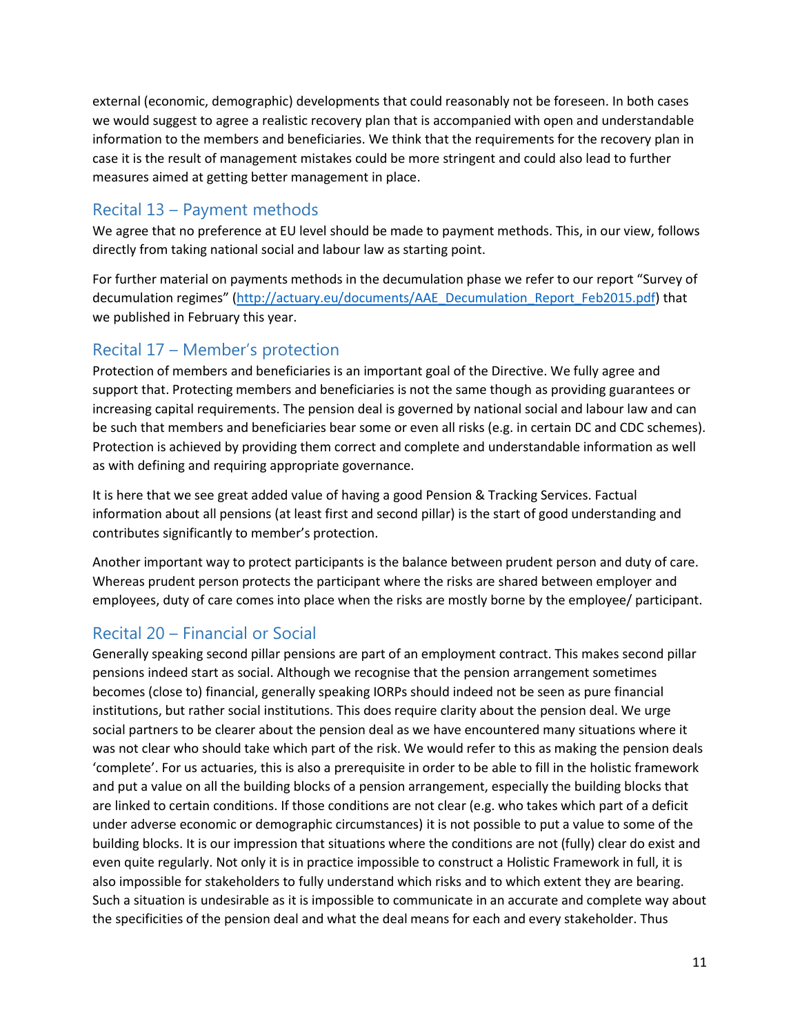external (economic, demographic) developments that could reasonably not be foreseen. In both cases we would suggest to agree a realistic recovery plan that is accompanied with open and understandable information to the members and beneficiaries. We think that the requirements for the recovery plan in case it is the result of management mistakes could be more stringent and could also lead to further measures aimed at getting better management in place.

## Recital 13 – Payment methods

We agree that no preference at EU level should be made to payment methods. This, in our view, follows directly from taking national social and labour law as starting point.

For further material on payments methods in the decumulation phase we refer to our report "Survey of decumulation regimes" (http://actuary.eu/documents/AAE_Decumulation_Report_Feb2015.pdf) that we published in February this year.

## Recital 17 – Member's protection

Protection of members and beneficiaries is an important goal of the Directive. We fully agree and support that. Protecting members and beneficiaries is not the same though as providing guarantees or increasing capital requirements. The pension deal is governed by national social and labour law and can be such that members and beneficiaries bear some or even all risks (e.g. in certain DC and CDC schemes). Protection is achieved by providing them correct and complete and understandable information as well as with defining and requiring appropriate governance.

It is here that we see great added value of having a good Pension & Tracking Services. Factual information about all pensions (at least first and second pillar) is the start of good understanding and contributes significantly to member's protection.

Another important way to protect participants is the balance between prudent person and duty of care. Whereas prudent person protects the participant where the risks are shared between employer and employees, duty of care comes into place when the risks are mostly borne by the employee/ participant.

## Recital 20 – Financial or Social

Generally speaking second pillar pensions are part of an employment contract. This makes second pillar pensions indeed start as social. Although we recognise that the pension arrangement sometimes becomes (close to) financial, generally speaking IORPs should indeed not be seen as pure financial institutions, but rather social institutions. This does require clarity about the pension deal. We urge social partners to be clearer about the pension deal as we have encountered many situations where it was not clear who should take which part of the risk. We would refer to this as making the pension deals 'complete'. For us actuaries, this is also a prerequisite in order to be able to fill in the holistic framework and put a value on all the building blocks of a pension arrangement, especially the building blocks that are linked to certain conditions. If those conditions are not clear (e.g. who takes which part of a deficit under adverse economic or demographic circumstances) it is not possible to put a value to some of the building blocks. It is our impression that situations where the conditions are not (fully) clear do exist and even quite regularly. Not only it is in practice impossible to construct a Holistic Framework in full, it is also impossible for stakeholders to fully understand which risks and to which extent they are bearing. Such a situation is undesirable as it is impossible to communicate in an accurate and complete way about the specificities of the pension deal and what the deal means for each and every stakeholder. Thus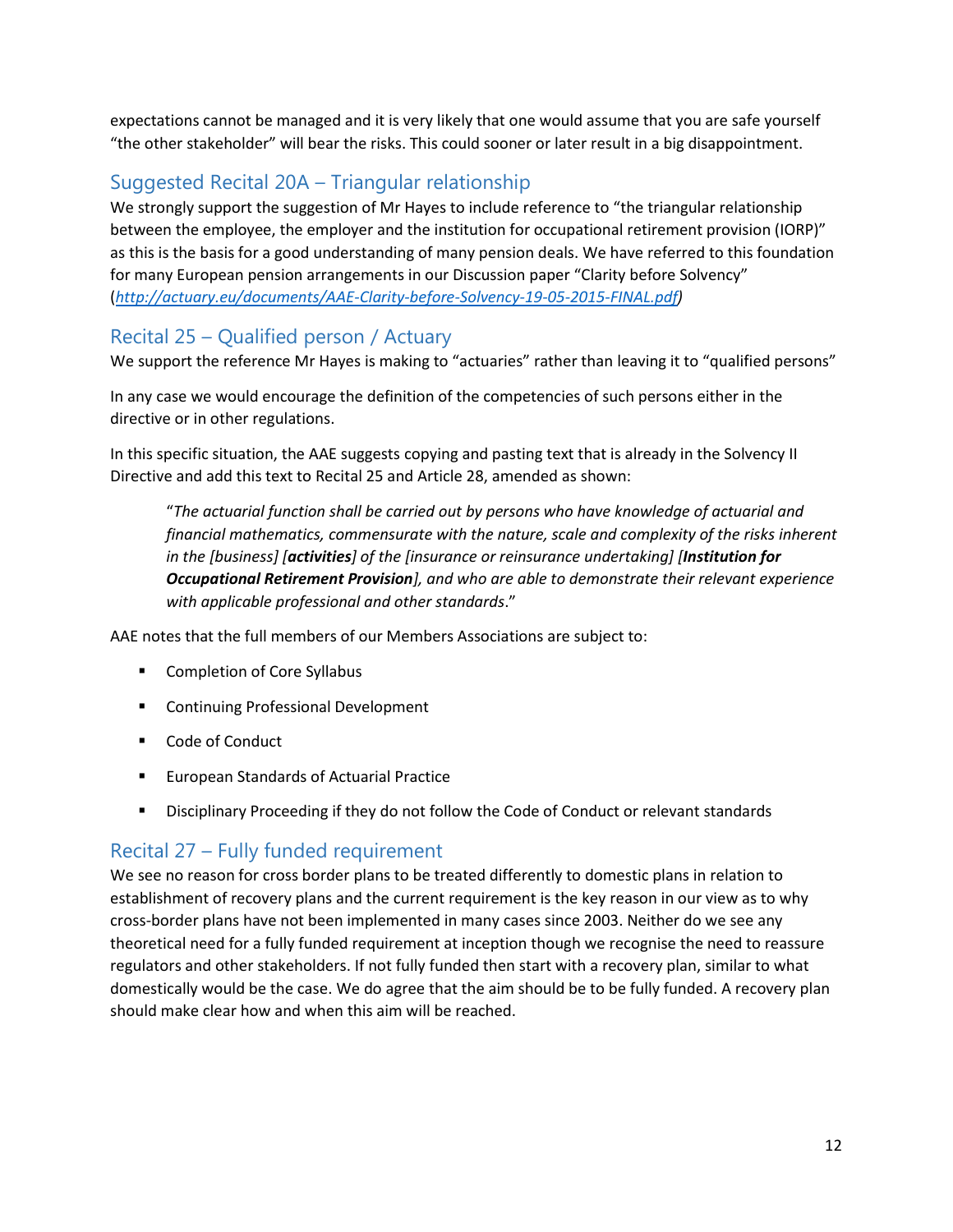expectations cannot be managed and it is very likely that one would assume that you are safe yourself "the other stakeholder" will bear the risks. This could sooner or later result in a big disappointment.

## Suggested Recital 20A – Triangular relationship

We strongly support the suggestion of Mr Hayes to include reference to "the triangular relationship between the employee, the employer and the institution for occupational retirement provision (IORP)" as this is the basis for a good understanding of many pension deals. We have referred to this foundation for many European pension arrangements in our Discussion paper "Clarity before Solvency" (*http://actuary.eu/documents/AAE-Clarity-before-Solvency-19-05-2015-FINAL.pdf*)

## Recital 25 – Qualified person / Actuary

We support the reference Mr Hayes is making to "actuaries" rather than leaving it to "qualified persons"

In any case we would encourage the definition of the competencies of such persons either in the directive or in other regulations.

In this specific situation, the AAE suggests copying and pasting text that is already in the Solvency II Directive and add this text to Recital 25 and Article 28, amended as shown:

> "*The actuarial function shall be carried out by persons who have knowledge of actuarial and financial mathematics, commensurate with the nature, scale and complexity of the risks inherent in the [business] [**activities**] of the [insurance or reinsurance undertaking] [**Institution for Occupational Retirement Provision**], and who are able to demonstrate their relevant experience with applicable professional and other standards*."

AAE notes that the full members of our Members Associations are subject to:

- Completion of Core Syllabus
- Continuing Professional Development
- Code of Conduct
- European Standards of Actuarial Practice
- Disciplinary Proceeding if they do not follow the Code of Conduct or relevant standards

## Recital 27 – Fully funded requirement

We see no reason for cross border plans to be treated differently to domestic plans in relation to establishment of recovery plans and the current requirement is the key reason in our view as to why cross-border plans have not been implemented in many cases since 2003. Neither do we see any theoretical need for a fully funded requirement at inception though we recognise the need to reassure regulators and other stakeholders. If not fully funded then start with a recovery plan, similar to what domestically would be the case. We do agree that the aim should be to be fully funded. A recovery plan should make clear how and when this aim will be reached.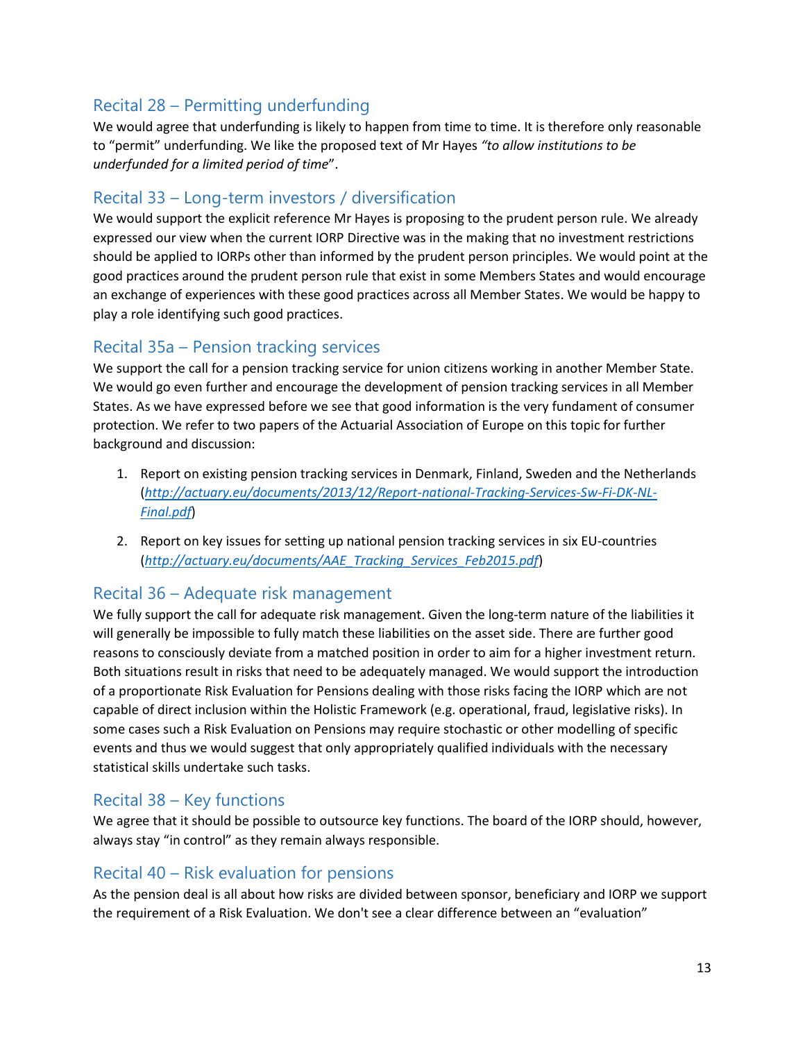## Recital 28 – Permitting underfunding

We would agree that underfunding is likely to happen from time to time. It is therefore only reasonable to "permit" underfunding. We like the proposed text of Mr Hayes *"to allow institutions to be underfunded for a limited period of time*".

## Recital 33 – Long-term investors / diversification

We would support the explicit reference Mr Hayes is proposing to the prudent person rule. We already expressed our view when the current IORP Directive was in the making that no investment restrictions should be applied to IORPs other than informed by the prudent person principles. We would point at the good practices around the prudent person rule that exist in some Members States and would encourage an exchange of experiences with these good practices across all Member States. We would be happy to play a role identifying such good practices.

## Recital 35a – Pension tracking services

We support the call for a pension tracking service for union citizens working in another Member State. We would go even further and encourage the development of pension tracking services in all Member States. As we have expressed before we see that good information is the very fundament of consumer protection. We refer to two papers of the Actuarial Association of Europe on this topic for further background and discussion:

1. Report on existing pension tracking services in Denmark, Finland, Sweden and the Netherlands (*http://actuary.eu/documents/2013/12/Report-national-Tracking-Services-Sw-Fi-DK-NL-Final.pdf*)
2. Report on key issues for setting up national pension tracking services in six EU-countries (*http://actuary.eu/documents/AAE_Tracking_Services_Feb2015.pdf*)

## Recital 36 – Adequate risk management

We fully support the call for adequate risk management. Given the long-term nature of the liabilities it will generally be impossible to fully match these liabilities on the asset side. There are further good reasons to consciously deviate from a matched position in order to aim for a higher investment return. Both situations result in risks that need to be adequately managed. We would support the introduction of a proportionate Risk Evaluation for Pensions dealing with those risks facing the IORP which are not capable of direct inclusion within the Holistic Framework (e.g. operational, fraud, legislative risks). In some cases such a Risk Evaluation on Pensions may require stochastic or other modelling of specific events and thus we would suggest that only appropriately qualified individuals with the necessary statistical skills undertake such tasks.

## Recital 38 – Key functions

We agree that it should be possible to outsource key functions. The board of the IORP should, however, always stay "in control" as they remain always responsible.

## Recital 40 – Risk evaluation for pensions

As the pension deal is all about how risks are divided between sponsor, beneficiary and IORP we support the requirement of a Risk Evaluation. We don't see a clear difference between an "evaluation"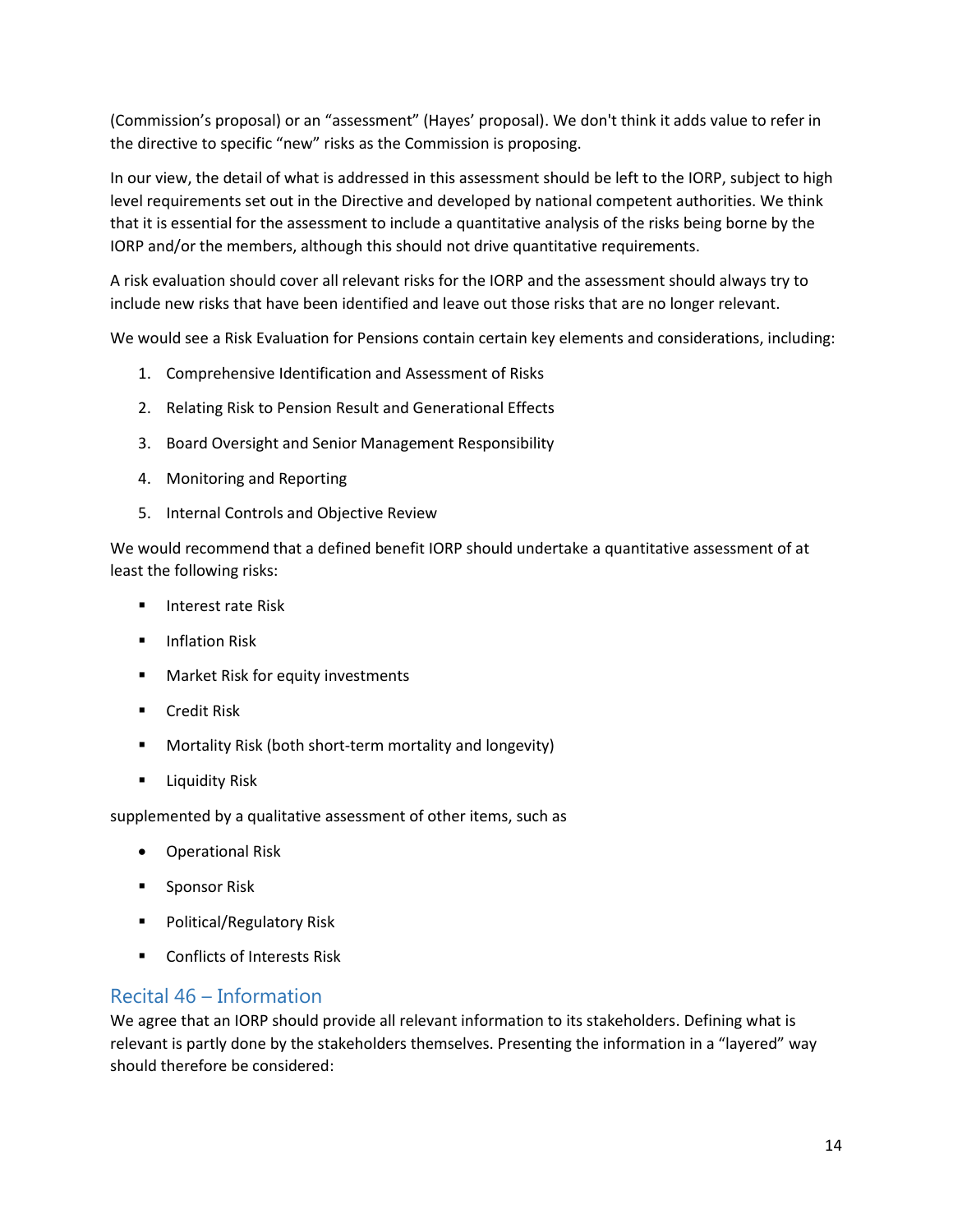(Commission's proposal) or an "assessment" (Hayes' proposal). We don't think it adds value to refer in the directive to specific "new" risks as the Commission is proposing.

In our view, the detail of what is addressed in this assessment should be left to the IORP, subject to high level requirements set out in the Directive and developed by national competent authorities. We think that it is essential for the assessment to include a quantitative analysis of the risks being borne by the IORP and/or the members, although this should not drive quantitative requirements.

A risk evaluation should cover all relevant risks for the IORP and the assessment should always try to include new risks that have been identified and leave out those risks that are no longer relevant.

We would see a Risk Evaluation for Pensions contain certain key elements and considerations, including:

1. Comprehensive Identification and Assessment of Risks
2. Relating Risk to Pension Result and Generational Effects
3. Board Oversight and Senior Management Responsibility
4. Monitoring and Reporting
5. Internal Controls and Objective Review

We would recommend that a defined benefit IORP should undertake a quantitative assessment of at least the following risks:

- Interest rate Risk
- Inflation Risk
- Market Risk for equity investments
- Credit Risk
- Mortality Risk (both short-term mortality and longevity)
- Liquidity Risk

supplemented by a qualitative assessment of other items, such as

- Operational Risk
- Sponsor Risk
- Political/Regulatory Risk
- Conflicts of Interests Risk

## Recital 46 – Information

We agree that an IORP should provide all relevant information to its stakeholders. Defining what is relevant is partly done by the stakeholders themselves. Presenting the information in a "layered" way should therefore be considered: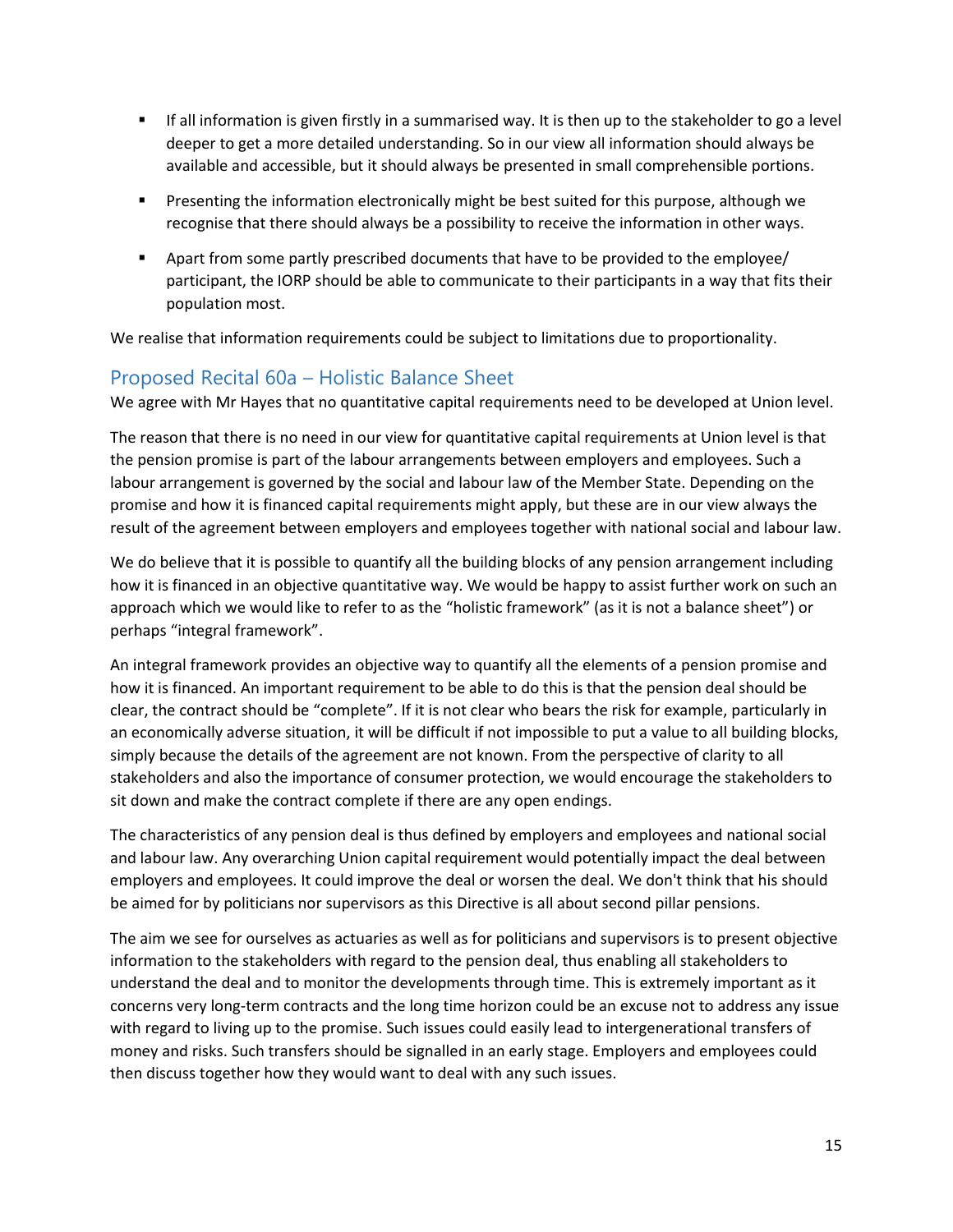- If all information is given firstly in a summarised way. It is then up to the stakeholder to go a level deeper to get a more detailed understanding. So in our view all information should always be available and accessible, but it should always be presented in small comprehensible portions.
- Presenting the information electronically might be best suited for this purpose, although we recognise that there should always be a possibility to receive the information in other ways.
- Apart from some partly prescribed documents that have to be provided to the employee/ participant, the IORP should be able to communicate to their participants in a way that fits their population most.

We realise that information requirements could be subject to limitations due to proportionality.

## Proposed Recital 60a – Holistic Balance Sheet

We agree with Mr Hayes that no quantitative capital requirements need to be developed at Union level.

The reason that there is no need in our view for quantitative capital requirements at Union level is that the pension promise is part of the labour arrangements between employers and employees. Such a labour arrangement is governed by the social and labour law of the Member State. Depending on the promise and how it is financed capital requirements might apply, but these are in our view always the result of the agreement between employers and employees together with national social and labour law.

We do believe that it is possible to quantify all the building blocks of any pension arrangement including how it is financed in an objective quantitative way. We would be happy to assist further work on such an approach which we would like to refer to as the "holistic framework" (as it is not a balance sheet") or perhaps "integral framework".

An integral framework provides an objective way to quantify all the elements of a pension promise and how it is financed. An important requirement to be able to do this is that the pension deal should be clear, the contract should be "complete". If it is not clear who bears the risk for example, particularly in an economically adverse situation, it will be difficult if not impossible to put a value to all building blocks, simply because the details of the agreement are not known. From the perspective of clarity to all stakeholders and also the importance of consumer protection, we would encourage the stakeholders to sit down and make the contract complete if there are any open endings.

The characteristics of any pension deal is thus defined by employers and employees and national social and labour law. Any overarching Union capital requirement would potentially impact the deal between employers and employees. It could improve the deal or worsen the deal. We don't think that his should be aimed for by politicians nor supervisors as this Directive is all about second pillar pensions.

The aim we see for ourselves as actuaries as well as for politicians and supervisors is to present objective information to the stakeholders with regard to the pension deal, thus enabling all stakeholders to understand the deal and to monitor the developments through time. This is extremely important as it concerns very long-term contracts and the long time horizon could be an excuse not to address any issue with regard to living up to the promise. Such issues could easily lead to intergenerational transfers of money and risks. Such transfers should be signalled in an early stage. Employers and employees could then discuss together how they would want to deal with any such issues.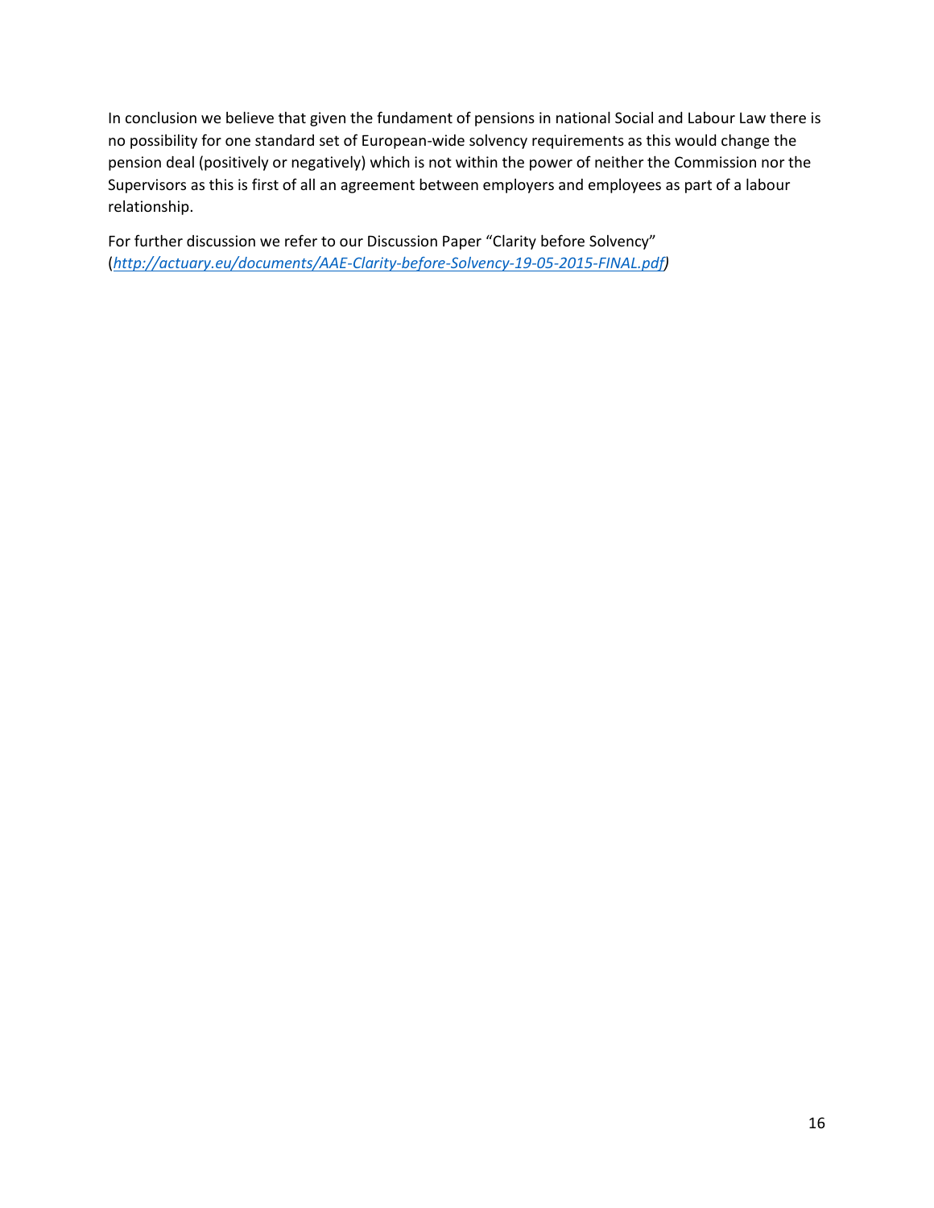In conclusion we believe that given the fundament of pensions in national Social and Labour Law there is no possibility for one standard set of European-wide solvency requirements as this would change the pension deal (positively or negatively) which is not within the power of neither the Commission nor the Supervisors as this is first of all an agreement between employers and employees as part of a labour relationship.

For further discussion we refer to our Discussion Paper “Clarity before Solvency” (*http://actuary.eu/documents/AAE-Clarity-before-Solvency-19-05-2015-FINAL.pdf)*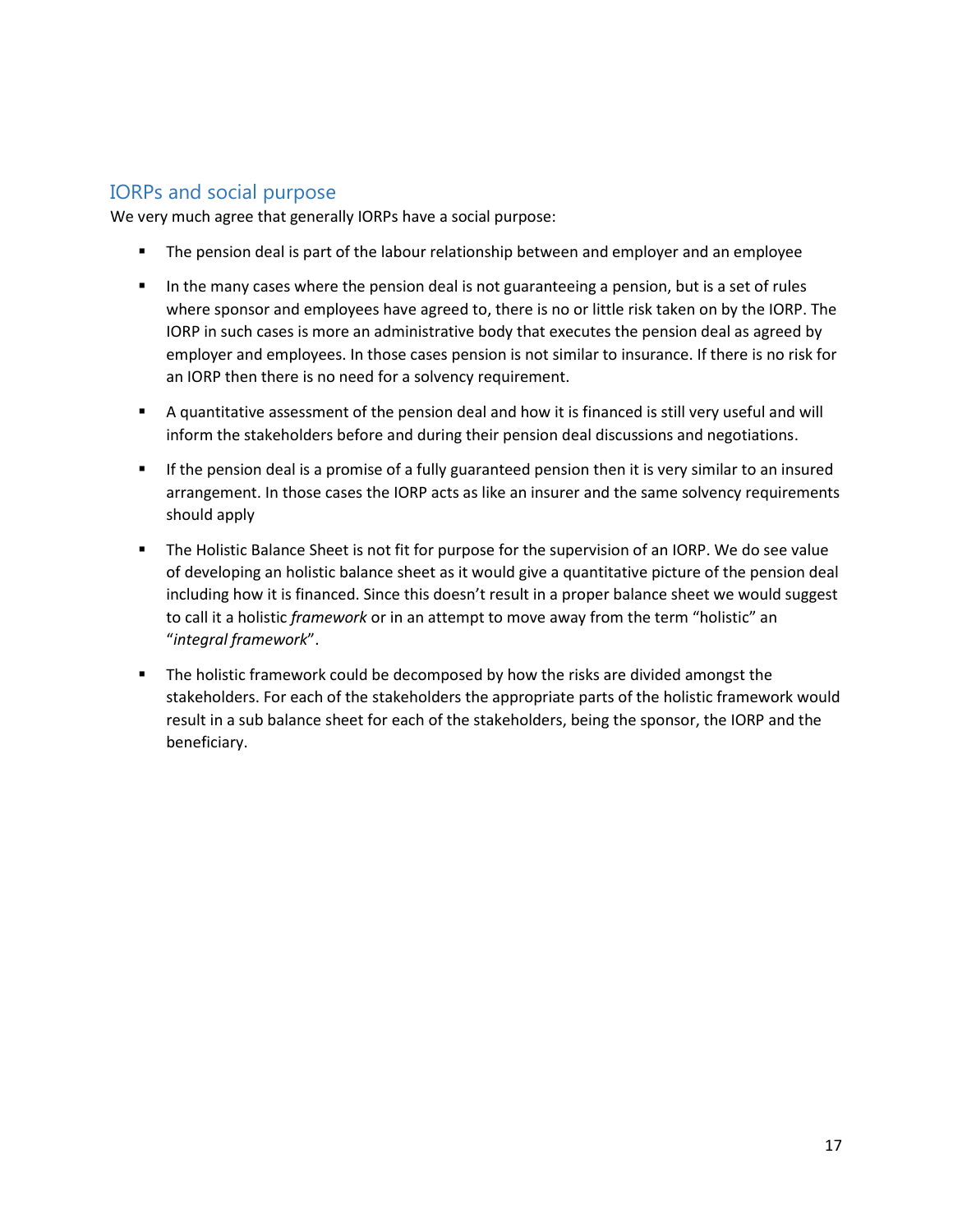## IORPs and social purpose

We very much agree that generally IORPs have a social purpose:

- The pension deal is part of the labour relationship between and employer and an employee
- In the many cases where the pension deal is not guaranteeing a pension, but is a set of rules where sponsor and employees have agreed to, there is no or little risk taken on by the IORP. The IORP in such cases is more an administrative body that executes the pension deal as agreed by employer and employees. In those cases pension is not similar to insurance. If there is no risk for an IORP then there is no need for a solvency requirement.
- A quantitative assessment of the pension deal and how it is financed is still very useful and will inform the stakeholders before and during their pension deal discussions and negotiations.
- If the pension deal is a promise of a fully guaranteed pension then it is very similar to an insured arrangement. In those cases the IORP acts as like an insurer and the same solvency requirements should apply
- The Holistic Balance Sheet is not fit for purpose for the supervision of an IORP. We do see value of developing an holistic balance sheet as it would give a quantitative picture of the pension deal including how it is financed. Since this doesn't result in a proper balance sheet we would suggest to call it a holistic *framework* or in an attempt to move away from the term "holistic" an "*integral framework*".
- The holistic framework could be decomposed by how the risks are divided amongst the stakeholders. For each of the stakeholders the appropriate parts of the holistic framework would result in a sub balance sheet for each of the stakeholders, being the sponsor, the IORP and the beneficiary.